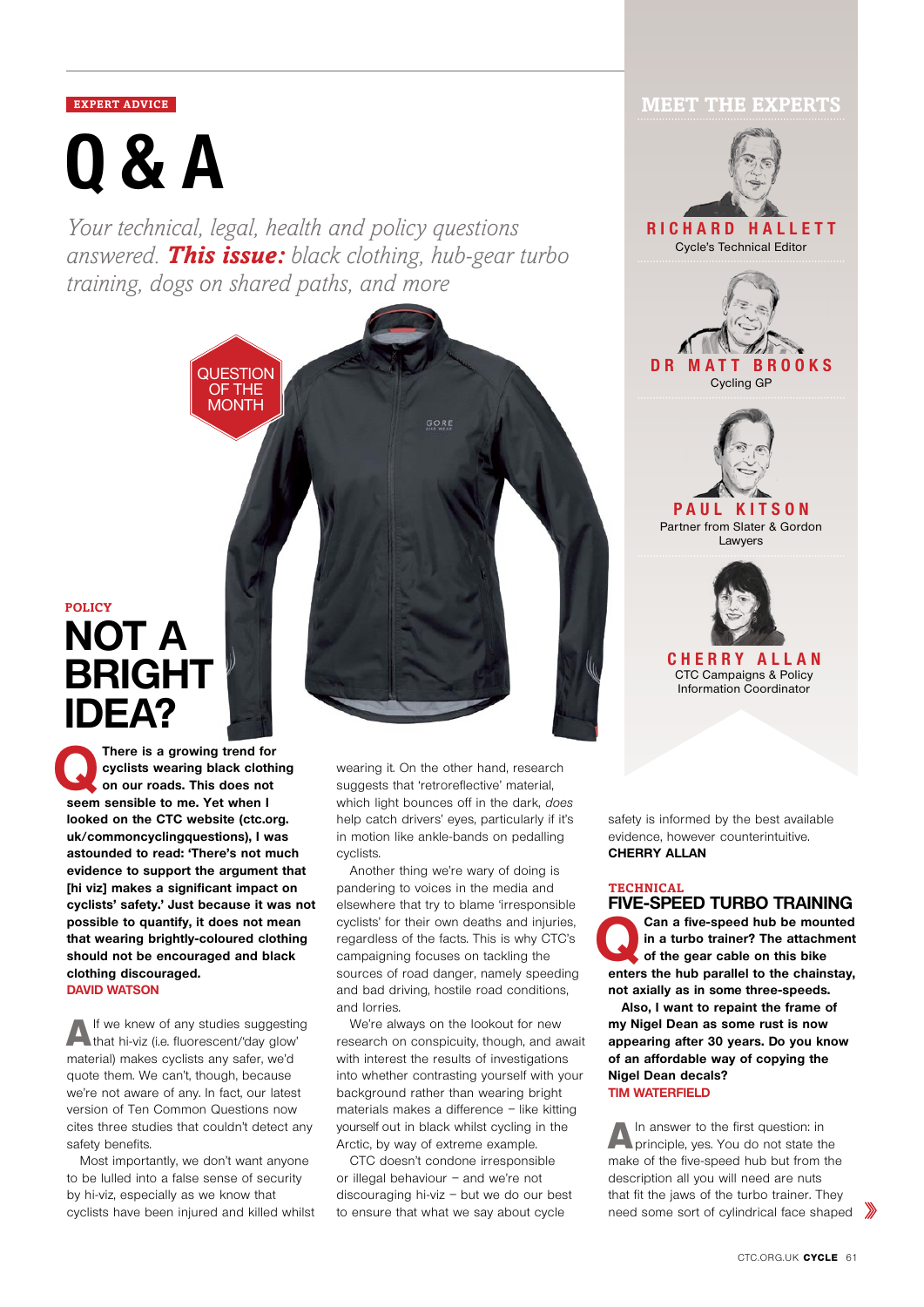EXPERT ADVICE

# Q & A

*Your technical, legal, health and policy questions answered. **This issue:** black clothing, hub-gear turbo training, dogs on shared paths, and more*

## MEET THE EXPERTS

**RICHARD HALLETT**
Cycle's Technical Editor

**DR MATT BROOKS**
Cycling GP

**PAUL KITSON**
Partner from Slater & Gordon Lawyers

**CHERRY ALLAN**
CTC Campaigns & Policy Information Coordinator

QUESTION OF THE MONTH

POLICY

## NOT A BRIGHT IDEA?

**Q There is a growing trend for cyclists wearing black clothing on our roads. This does not seem sensible to me. Yet when I looked on the CTC website (ctc.org.uk/commoncyclingquestions), I was astounded to read: 'There's not much evidence to support the argument that [hi viz] makes a significant impact on cyclists' safety.' Just because it was not possible to quantify, it does not mean that wearing brightly-coloured clothing should not be encouraged and black clothing discouraged.**
**DAVID WATSON**

**A** If we knew of any studies suggesting that hi-viz (i.e. fluorescent/'day glow' material) makes cyclists any safer, we'd quote them. We can't, though, because we're not aware of any. In fact, our latest version of Ten Common Questions now cites three studies that couldn't detect any safety benefits.

Most importantly, we don't want anyone to be lulled into a false sense of security by hi-viz, especially as we know that cyclists have been injured and killed whilst wearing it. On the other hand, research suggests that 'retroreflective' material, which light bounces off in the dark, *does* help catch drivers' eyes, particularly if it's in motion like ankle-bands on pedalling cyclists.

Another thing we're wary of doing is pandering to voices in the media and elsewhere that try to blame 'irresponsible cyclists' for their own deaths and injuries, regardless of the facts. This is why CTC's campaigning focuses on tackling the sources of road danger, namely speeding and bad driving, hostile road conditions, and lorries.

We're always on the lookout for new research on conspicuity, though, and await with interest the results of investigations into whether contrasting yourself with your background rather than wearing bright materials makes a difference – like kitting yourself out in black whilst cycling in the Arctic, by way of extreme example.

CTC doesn't condone irresponsible or illegal behaviour – and we're not discouraging hi-viz – but we do our best to ensure that what we say about cycle safety is informed by the best available evidence, however counterintuitive.
**CHERRY ALLAN**

TECHNICAL

## FIVE-SPEED TURBO TRAINING

**Q Can a five-speed hub be mounted in a turbo trainer? The attachment of the gear cable on this bike enters the hub parallel to the chainstay, not axially as in some three-speeds.**

**Also, I want to repaint the frame of my Nigel Dean as some rust is now appearing after 30 years. Do you know of an affordable way of copying the Nigel Dean decals?**
**TIM WATERFIELD**

**A** In answer to the first question: in principle, yes. You do not state the make of the five-speed hub but from the description all you will need are nuts that fit the jaws of the turbo trainer. They need some sort of cylindrical face shaped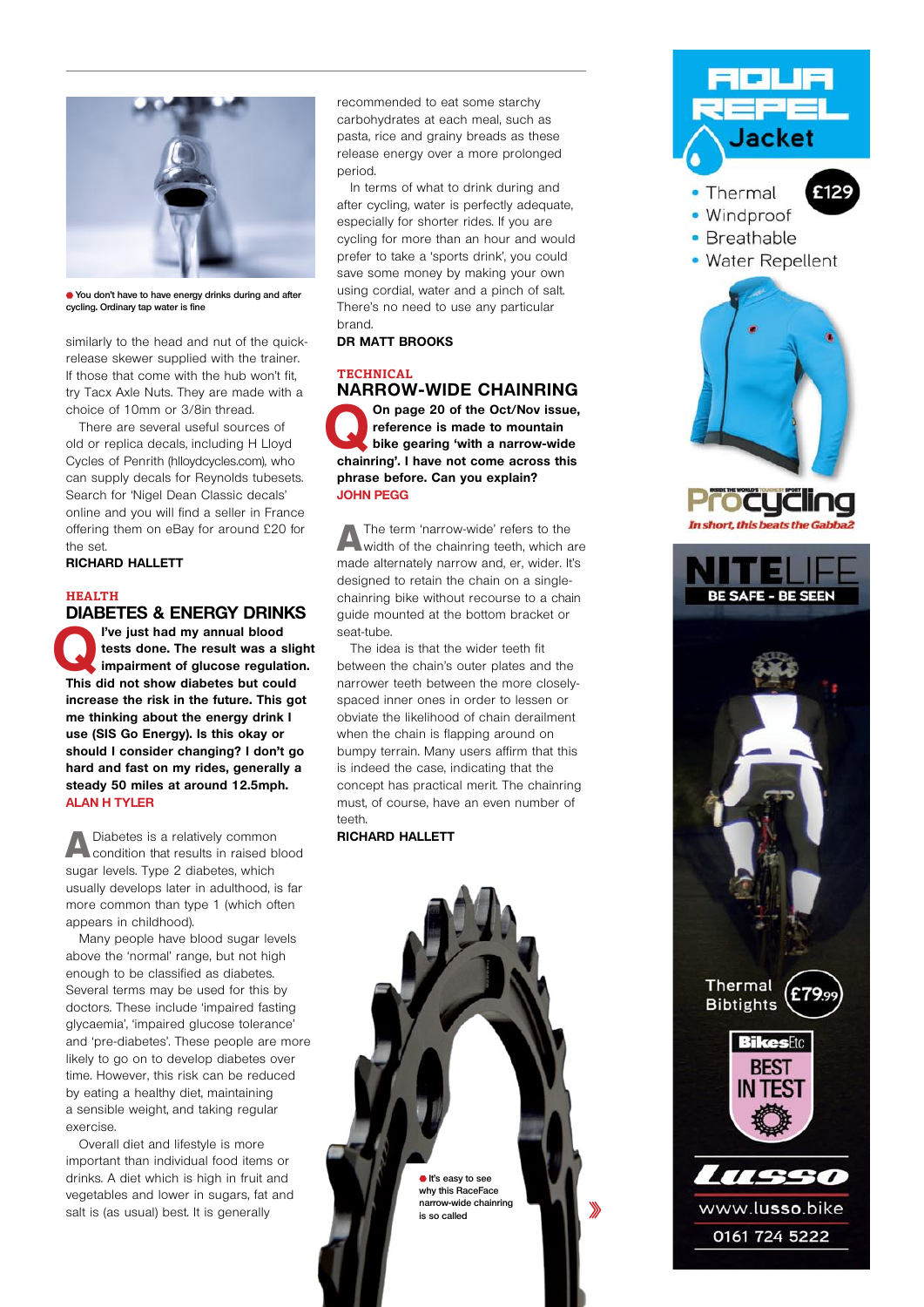● You don't have to have energy drinks during and after cycling. Ordinary tap water is fine

similarly to the head and nut of the quick-release skewer supplied with the trainer. If those that come with the hub won't fit, try Tacx Axle Nuts. They are made with a choice of 10mm or 3/8in thread.

There are several useful sources of old or replica decals, including H Lloyd Cycles of Penrith (hlloydcycles.com), who can supply decals for Reynolds tubesets. Search for 'Nigel Dean Classic decals' online and you will find a seller in France offering them on eBay for around £20 for the set.

**RICHARD HALLETT**

HEALTH

## DIABETES & ENERGY DRINKS

**Q I've just had my annual blood tests done. The result was a slight impairment of glucose regulation. This did not show diabetes but could increase the risk in the future. This got me thinking about the energy drink I use (SIS Go Energy). Is this okay or should I consider changing? I don't go hard and fast on my rides, generally a steady 50 miles at around 12.5mph.**

**ALAN H TYLER**

**A** Diabetes is a relatively common condition that results in raised blood sugar levels. Type 2 diabetes, which usually develops later in adulthood, is far more common than type 1 (which often appears in childhood).

Many people have blood sugar levels above the 'normal' range, but not high enough to be classified as diabetes. Several terms may be used for this by doctors. These include 'impaired fasting glycaemia', 'impaired glucose tolerance' and 'pre-diabetes'. These people are more likely to go on to develop diabetes over time. However, this risk can be reduced by eating a healthy diet, maintaining a sensible weight, and taking regular exercise.

Overall diet and lifestyle is more important than individual food items or drinks. A diet which is high in fruit and vegetables and lower in sugars, fat and salt is (as usual) best. It is generally recommended to eat some starchy carbohydrates at each meal, such as pasta, rice and grainy breads as these release energy over a more prolonged period.

In terms of what to drink during and after cycling, water is perfectly adequate, especially for shorter rides. If you are cycling for more than an hour and would prefer to take a 'sports drink', you could save some money by making your own using cordial, water and a pinch of salt. There's no need to use any particular brand.

**DR MATT BROOKS**

TECHNICAL

## NARROW-WIDE CHAINRING

**Q On page 20 of the Oct/Nov issue, reference is made to mountain bike gearing 'with a narrow-wide chainring'. I have not come across this phrase before. Can you explain?**

**JOHN PEGG**

**A** The term 'narrow-wide' refers to the width of the chainring teeth, which are made alternately narrow and, er, wider. It's designed to retain the chain on a single-chainring bike without recourse to a chain guide mounted at the bottom bracket or seat-tube.

The idea is that the wider teeth fit between the chain's outer plates and the narrower teeth between the more closely-spaced inner ones in order to lessen or obviate the likelihood of chain derailment when the chain is flapping around on bumpy terrain. Many users affirm that this is indeed the case, indicating that the concept has practical merit. The chainring must, of course, have an even number of teeth.

**RICHARD HALLETT**

● It's easy to see why this RaceFace narrow-wide chainring is so called

AQUA REPEL Jacket

- Thermal
- Windproof
- Breathable
- Water Repellent

£129

Procycling — In short, this beats the Gabba2

NITELIFE — BE SAFE - BE SEEN

Thermal Bibtights £79.99

BikesEtc BEST IN TEST

Lusso

www.lusso.bike

0161 724 5222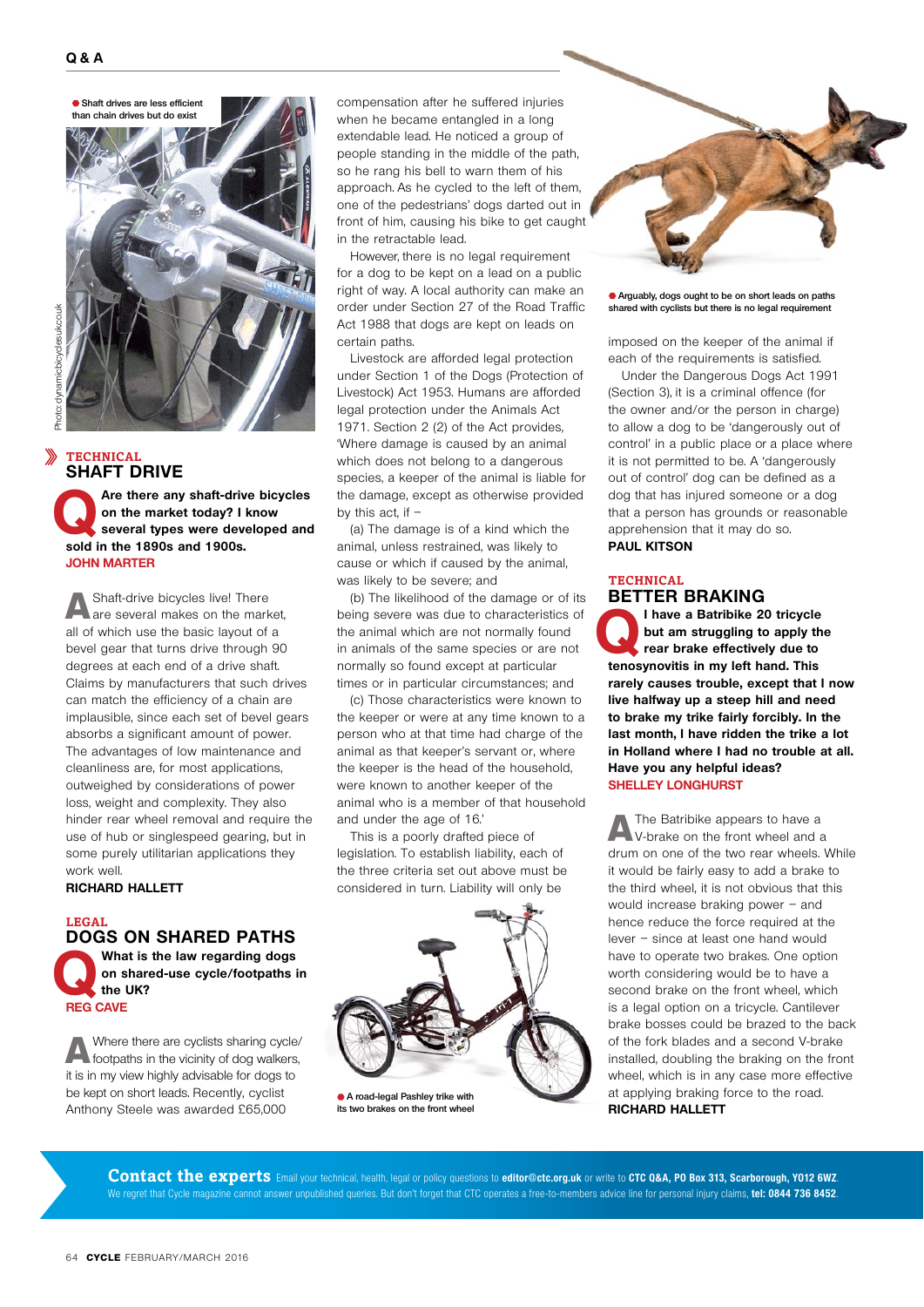Shaft drives are less efficient than chain drives but do exist

Photo: dynamicbicycles.co.uk

TECHNICAL

## SHAFT DRIVE

**Q Are there any shaft-drive bicycles on the market today? I know several types were developed and sold in the 1890s and 1900s.**
**JOHN MARTER**

**A** Shaft-drive bicycles live! There are several makes on the market, all of which use the basic layout of a bevel gear that turns drive through 90 degrees at each end of a drive shaft. Claims by manufacturers that such drives can match the efficiency of a chain are implausible, since each set of bevel gears absorbs a significant amount of power. The advantages of low maintenance and cleanliness are, for most applications, outweighed by considerations of power loss, weight and complexity. They also hinder rear wheel removal and require the use of hub or singlespeed gearing, but in some purely utilitarian applications they work well.
**RICHARD HALLETT**

LEGAL

## DOGS ON SHARED PATHS

**Q What is the law regarding dogs on shared-use cycle/footpaths in the UK?**
**REG CAVE**

**A** Where there are cyclists sharing cycle/footpaths in the vicinity of dog walkers, it is in my view highly advisable for dogs to be kept on short leads. Recently, cyclist Anthony Steele was awarded £65,000 compensation after he suffered injuries when he became entangled in a long extendable lead. He noticed a group of people standing in the middle of the path, so he rang his bell to warn them of his approach. As he cycled to the left of them, one of the pedestrians' dogs darted out in front of him, causing his bike to get caught in the retractable lead.

However, there is no legal requirement for a dog to be kept on a lead on a public right of way. A local authority can make an order under Section 27 of the Road Traffic Act 1988 that dogs are kept on leads on certain paths.

Livestock are afforded legal protection under Section 1 of the Dogs (Protection of Livestock) Act 1953. Humans are afforded legal protection under the Animals Act 1971. Section 2 (2) of the Act provides, 'Where damage is caused by an animal which does not belong to a dangerous species, a keeper of the animal is liable for the damage, except as otherwise provided by this act, if –

(a) The damage is of a kind which the animal, unless restrained, was likely to cause or which if caused by the animal, was likely to be severe; and

(b) The likelihood of the damage or of its being severe was due to characteristics of the animal which are not normally found in animals of the same species or are not normally so found except at particular times or in particular circumstances; and

(c) Those characteristics were known to the keeper or were at any time known to a person who at that time had charge of the animal as that keeper's servant or, where the keeper is the head of the household, were known to another keeper of the animal who is a member of that household and under the age of 16.'

This is a poorly drafted piece of legislation. To establish liability, each of the three criteria set out above must be considered in turn. Liability will only be imposed on the keeper of the animal if each of the requirements is satisfied.

Under the Dangerous Dogs Act 1991 (Section 3), it is a criminal offence (for the owner and/or the person in charge) to allow a dog to be 'dangerously out of control' in a public place or a place where it is not permitted to be. A 'dangerously out of control' dog can be defined as a dog that has injured someone or a dog that a person has grounds or reasonable apprehension that it may do so.
**PAUL KITSON**

Arguably, dogs ought to be on short leads on paths shared with cyclists but there is no legal requirement

A road-legal Pashley trike with its two brakes on the front wheel

TECHNICAL

## BETTER BRAKING

**Q I have a Batribike 20 tricycle but am struggling to apply the rear brake effectively due to tenosynovitis in my left hand. This rarely causes trouble, except that I now live halfway up a steep hill and need to brake my trike fairly forcibly. In the last month, I have ridden the trike a lot in Holland where I had no trouble at all. Have you any helpful ideas?**
**SHELLEY LONGHURST**

**A** The Batribike appears to have a V-brake on the front wheel and a drum on one of the two rear wheels. While it would be fairly easy to add a brake to the third wheel, it is not obvious that this would increase braking power – and hence reduce the force required at the lever – since at least one hand would have to operate two brakes. One option worth considering would be to have a second brake on the front wheel, which is a legal option on a tricycle. Cantilever brake bosses could be brazed to the back of the fork blades and a second V-brake installed, doubling the braking on the front wheel, which is in any case more effective at applying braking force to the road.
**RICHARD HALLETT**

**Contact the experts** Email your technical, health, legal or policy questions to **editor@ctc.org.uk** or write to **CTC Q&A, PO Box 313, Scarborough, YO12 6WZ**. We regret that Cycle magazine cannot answer unpublished queries. But don't forget that CTC operates a free-to-members advice line for personal injury claims, **tel: 0844 736 8452**.